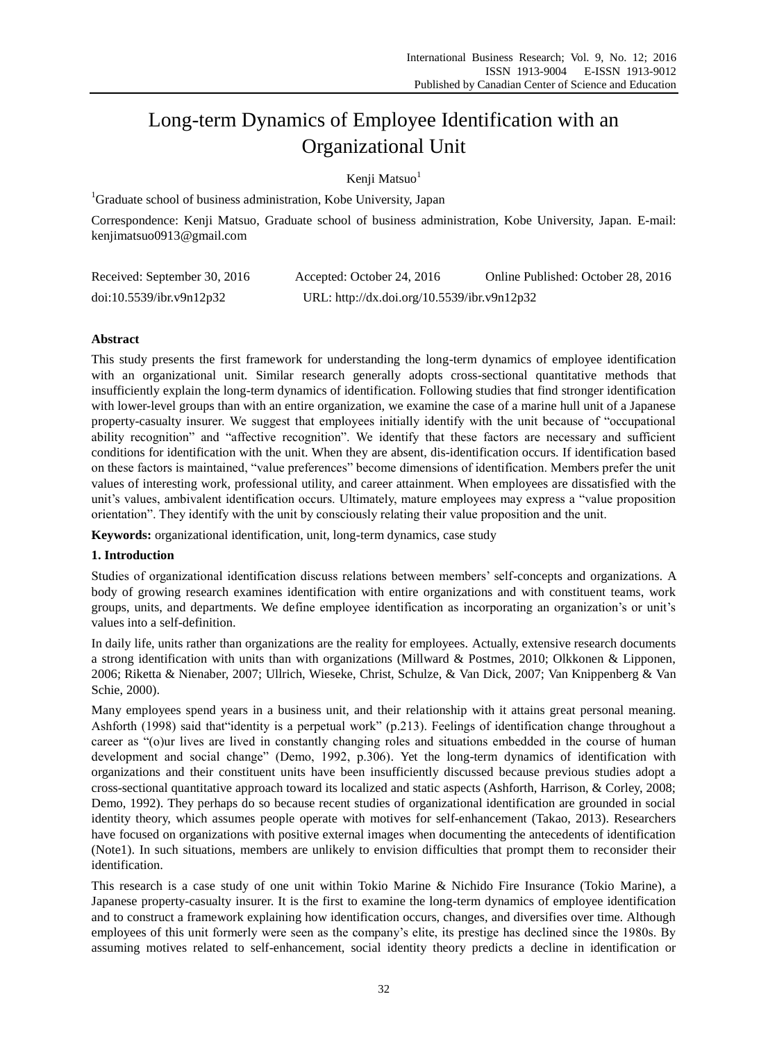# Long-term Dynamics of Employee Identification with an Organizational Unit

Kenji Matsuo[1]

[1]Graduate school of business administration, Kobe University, Japan

Correspondence: Kenji Matsuo, Graduate school of business administration, Kobe University, Japan. E-mail: kenjimatsuo0913@gmail.com

Received: September 30, 2016 Accepted: October 24, 2016 Online Published: October 28, 2016

doi:10.5539/ibr.v9n12p32 URL: http://dx.doi.org/10.5539/ibr.v9n12p32

## Abstract

This study presents the first framework for understanding the long-term dynamics of employee identification with an organizational unit. Similar research generally adopts cross-sectional quantitative methods that insufficiently explain the long-term dynamics of identification. Following studies that find stronger identification with lower-level groups than with an entire organization, we examine the case of a marine hull unit of a Japanese property-casualty insurer. We suggest that employees initially identify with the unit because of "occupational ability recognition" and "affective recognition". We identify that these factors are necessary and sufficient conditions for identification with the unit. When they are absent, dis-identification occurs. If identification based on these factors is maintained, "value preferences" become dimensions of identification. Members prefer the unit values of interesting work, professional utility, and career attainment. When employees are dissatisfied with the unit's values, ambivalent identification occurs. Ultimately, mature employees may express a "value proposition orientation". They identify with the unit by consciously relating their value proposition and the unit.

**Keywords:** organizational identification, unit, long-term dynamics, case study

## 1. Introduction

Studies of organizational identification discuss relations between members' self-concepts and organizations. A body of growing research examines identification with entire organizations and with constituent teams, work groups, units, and departments. We define employee identification as incorporating an organization's or unit's values into a self-definition.

In daily life, units rather than organizations are the reality for employees. Actually, extensive research documents a strong identification with units than with organizations (Millward & Postmes, 2010; Olkkonen & Lipponen, 2006; Riketta & Nienaber, 2007; Ullrich, Wieseke, Christ, Schulze, & Van Dick, 2007; Van Knippenberg & Van Schie, 2000).

Many employees spend years in a business unit, and their relationship with it attains great personal meaning. Ashforth (1998) said that"identity is a perpetual work" (p.213). Feelings of identification change throughout a career as "(o)ur lives are lived in constantly changing roles and situations embedded in the course of human development and social change" (Demo, 1992, p.306). Yet the long-term dynamics of identification with organizations and their constituent units have been insufficiently discussed because previous studies adopt a cross-sectional quantitative approach toward its localized and static aspects (Ashforth, Harrison, & Corley, 2008; Demo, 1992). They perhaps do so because recent studies of organizational identification are grounded in social identity theory, which assumes people operate with motives for self-enhancement (Takao, 2013). Researchers have focused on organizations with positive external images when documenting the antecedents of identification (Note1). In such situations, members are unlikely to envision difficulties that prompt them to reconsider their identification.

This research is a case study of one unit within Tokio Marine & Nichido Fire Insurance (Tokio Marine), a Japanese property-casualty insurer. It is the first to examine the long-term dynamics of employee identification and to construct a framework explaining how identification occurs, changes, and diversifies over time. Although employees of this unit formerly were seen as the company's elite, its prestige has declined since the 1980s. By assuming motives related to self-enhancement, social identity theory predicts a decline in identification or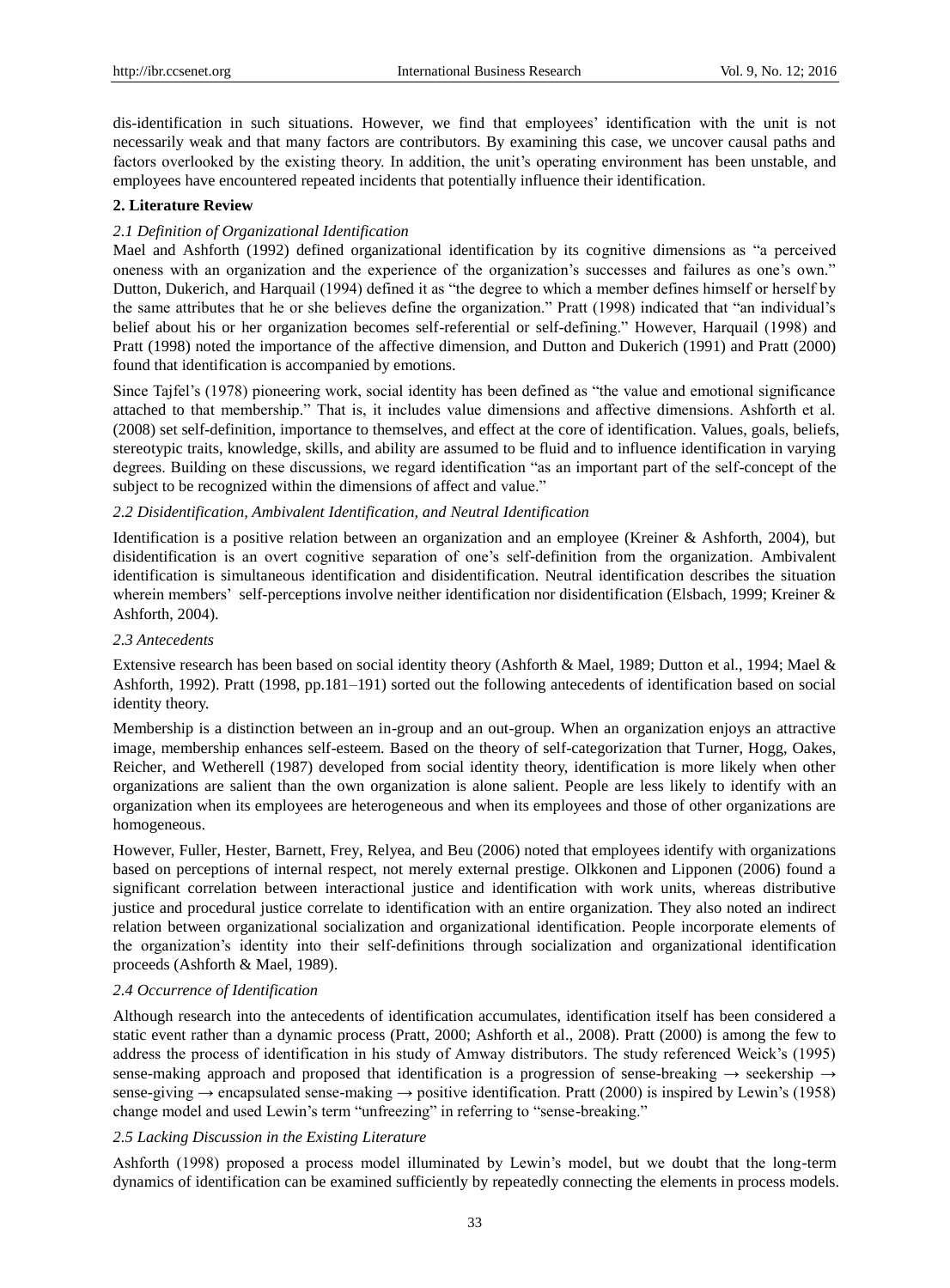dis-identification in such situations. However, we find that employees' identification with the unit is not necessarily weak and that many factors are contributors. By examining this case, we uncover causal paths and factors overlooked by the existing theory. In addition, the unit's operating environment has been unstable, and employees have encountered repeated incidents that potentially influence their identification.

## 2. Literature Review

### *2.1 Definition of Organizational Identification*

Mael and Ashforth (1992) defined organizational identification by its cognitive dimensions as "a perceived oneness with an organization and the experience of the organization's successes and failures as one's own." Dutton, Dukerich, and Harquail (1994) defined it as "the degree to which a member defines himself or herself by the same attributes that he or she believes define the organization." Pratt (1998) indicated that "an individual's belief about his or her organization becomes self-referential or self-defining." However, Harquail (1998) and Pratt (1998) noted the importance of the affective dimension, and Dutton and Dukerich (1991) and Pratt (2000) found that identification is accompanied by emotions.

Since Tajfel's (1978) pioneering work, social identity has been defined as "the value and emotional significance attached to that membership." That is, it includes value dimensions and affective dimensions. Ashforth et al. (2008) set self-definition, importance to themselves, and effect at the core of identification. Values, goals, beliefs, stereotypic traits, knowledge, skills, and ability are assumed to be fluid and to influence identification in varying degrees. Building on these discussions, we regard identification "as an important part of the self-concept of the subject to be recognized within the dimensions of affect and value."

### *2.2 Disidentification, Ambivalent Identification, and Neutral Identification*

Identification is a positive relation between an organization and an employee (Kreiner & Ashforth, 2004), but disidentification is an overt cognitive separation of one's self-definition from the organization. Ambivalent identification is simultaneous identification and disidentification. Neutral identification describes the situation wherein members' self-perceptions involve neither identification nor disidentification (Elsbach, 1999; Kreiner & Ashforth, 2004).

### *2.3 Antecedents*

Extensive research has been based on social identity theory (Ashforth & Mael, 1989; Dutton et al., 1994; Mael & Ashforth, 1992). Pratt (1998, pp.181–191) sorted out the following antecedents of identification based on social identity theory.

Membership is a distinction between an in-group and an out-group. When an organization enjoys an attractive image, membership enhances self-esteem. Based on the theory of self-categorization that Turner, Hogg, Oakes, Reicher, and Wetherell (1987) developed from social identity theory, identification is more likely when other organizations are salient than the own organization is alone salient. People are less likely to identify with an organization when its employees are heterogeneous and when its employees and those of other organizations are homogeneous.

However, Fuller, Hester, Barnett, Frey, Relyea, and Beu (2006) noted that employees identify with organizations based on perceptions of internal respect, not merely external prestige. Olkkonen and Lipponen (2006) found a significant correlation between interactional justice and identification with work units, whereas distributive justice and procedural justice correlate to identification with an entire organization. They also noted an indirect relation between organizational socialization and organizational identification. People incorporate elements of the organization's identity into their self-definitions through socialization and organizational identification proceeds (Ashforth & Mael, 1989).

### *2.4 Occurrence of Identification*

Although research into the antecedents of identification accumulates, identification itself has been considered a static event rather than a dynamic process (Pratt, 2000; Ashforth et al., 2008). Pratt (2000) is among the few to address the process of identification in his study of Amway distributors. The study referenced Weick's (1995) sense-making approach and proposed that identification is a progression of sense-breaking → seekership → sense-giving → encapsulated sense-making → positive identification. Pratt (2000) is inspired by Lewin's (1958) change model and used Lewin's term "unfreezing" in referring to "sense-breaking."

### *2.5 Lacking Discussion in the Existing Literature*

Ashforth (1998) proposed a process model illuminated by Lewin's model, but we doubt that the long-term dynamics of identification can be examined sufficiently by repeatedly connecting the elements in process models.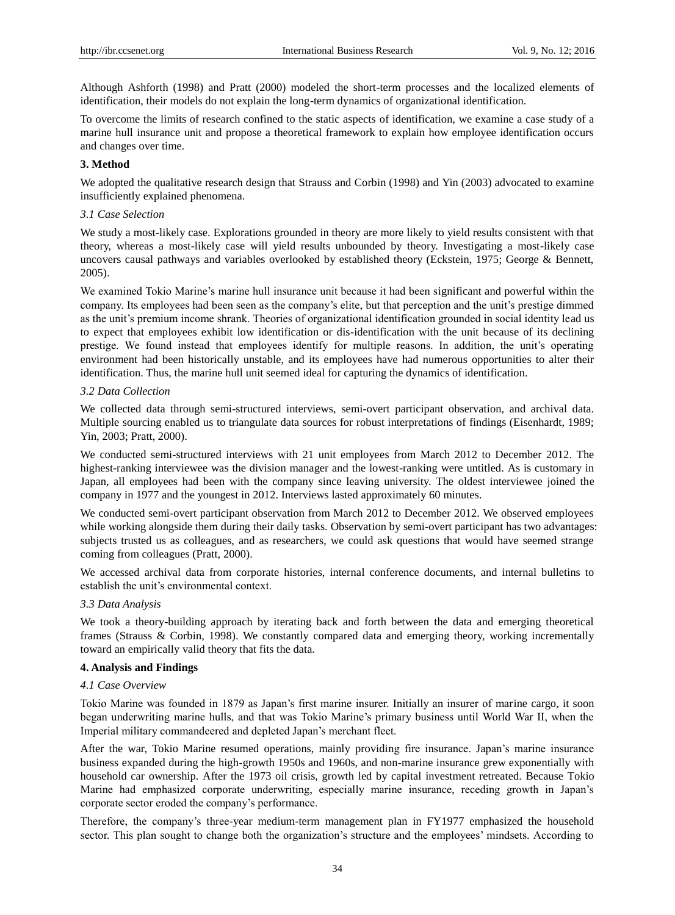Although Ashforth (1998) and Pratt (2000) modeled the short-term processes and the localized elements of identification, their models do not explain the long-term dynamics of organizational identification.

To overcome the limits of research confined to the static aspects of identification, we examine a case study of a marine hull insurance unit and propose a theoretical framework to explain how employee identification occurs and changes over time.

## 3. Method

We adopted the qualitative research design that Strauss and Corbin (1998) and Yin (2003) advocated to examine insufficiently explained phenomena.

### *3.1 Case Selection*

We study a most-likely case. Explorations grounded in theory are more likely to yield results consistent with that theory, whereas a most-likely case will yield results unbounded by theory. Investigating a most-likely case uncovers causal pathways and variables overlooked by established theory (Eckstein, 1975; George & Bennett, 2005).

We examined Tokio Marine's marine hull insurance unit because it had been significant and powerful within the company. Its employees had been seen as the company's elite, but that perception and the unit's prestige dimmed as the unit's premium income shrank. Theories of organizational identification grounded in social identity lead us to expect that employees exhibit low identification or dis-identification with the unit because of its declining prestige. We found instead that employees identify for multiple reasons. In addition, the unit's operating environment had been historically unstable, and its employees have had numerous opportunities to alter their identification. Thus, the marine hull unit seemed ideal for capturing the dynamics of identification.

### *3.2 Data Collection*

We collected data through semi-structured interviews, semi-overt participant observation, and archival data. Multiple sourcing enabled us to triangulate data sources for robust interpretations of findings (Eisenhardt, 1989; Yin, 2003; Pratt, 2000).

We conducted semi-structured interviews with 21 unit employees from March 2012 to December 2012. The highest-ranking interviewee was the division manager and the lowest-ranking were untitled. As is customary in Japan, all employees had been with the company since leaving university. The oldest interviewee joined the company in 1977 and the youngest in 2012. Interviews lasted approximately 60 minutes.

We conducted semi-overt participant observation from March 2012 to December 2012. We observed employees while working alongside them during their daily tasks. Observation by semi-overt participant has two advantages: subjects trusted us as colleagues, and as researchers, we could ask questions that would have seemed strange coming from colleagues (Pratt, 2000).

We accessed archival data from corporate histories, internal conference documents, and internal bulletins to establish the unit's environmental context.

### *3.3 Data Analysis*

We took a theory-building approach by iterating back and forth between the data and emerging theoretical frames (Strauss & Corbin, 1998). We constantly compared data and emerging theory, working incrementally toward an empirically valid theory that fits the data.

## 4. Analysis and Findings

### *4.1 Case Overview*

Tokio Marine was founded in 1879 as Japan's first marine insurer. Initially an insurer of marine cargo, it soon began underwriting marine hulls, and that was Tokio Marine's primary business until World War II, when the Imperial military commandeered and depleted Japan's merchant fleet.

After the war, Tokio Marine resumed operations, mainly providing fire insurance. Japan's marine insurance business expanded during the high-growth 1950s and 1960s, and non-marine insurance grew exponentially with household car ownership. After the 1973 oil crisis, growth led by capital investment retreated. Because Tokio Marine had emphasized corporate underwriting, especially marine insurance, receding growth in Japan's corporate sector eroded the company's performance.

Therefore, the company's three-year medium-term management plan in FY1977 emphasized the household sector. This plan sought to change both the organization's structure and the employees' mindsets. According to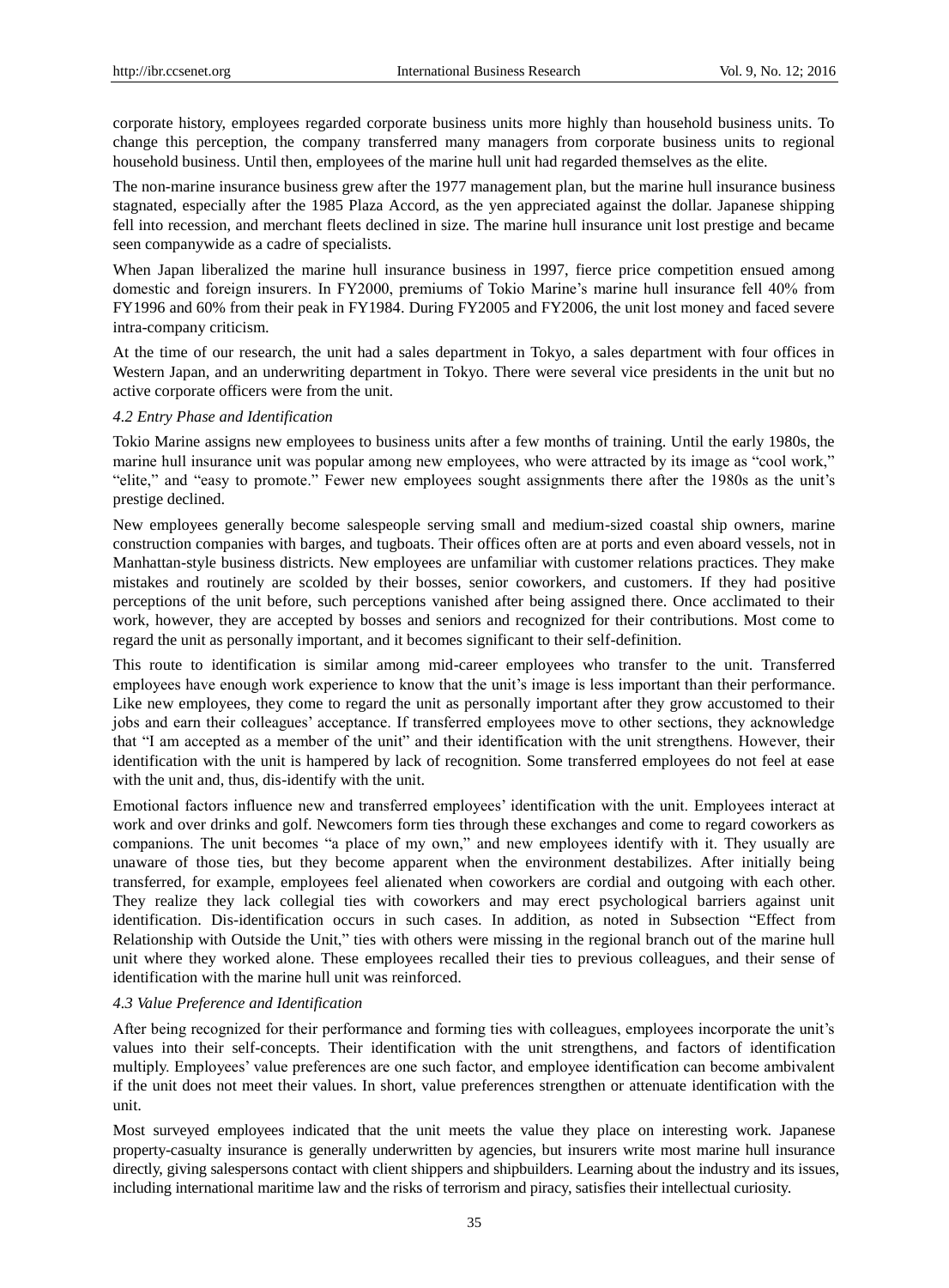corporate history, employees regarded corporate business units more highly than household business units. To change this perception, the company transferred many managers from corporate business units to regional household business. Until then, employees of the marine hull unit had regarded themselves as the elite.

The non-marine insurance business grew after the 1977 management plan, but the marine hull insurance business stagnated, especially after the 1985 Plaza Accord, as the yen appreciated against the dollar. Japanese shipping fell into recession, and merchant fleets declined in size. The marine hull insurance unit lost prestige and became seen companywide as a cadre of specialists.

When Japan liberalized the marine hull insurance business in 1997, fierce price competition ensued among domestic and foreign insurers. In FY2000, premiums of Tokio Marine's marine hull insurance fell 40% from FY1996 and 60% from their peak in FY1984. During FY2005 and FY2006, the unit lost money and faced severe intra-company criticism.

At the time of our research, the unit had a sales department in Tokyo, a sales department with four offices in Western Japan, and an underwriting department in Tokyo. There were several vice presidents in the unit but no active corporate officers were from the unit.

### *4.2 Entry Phase and Identification*

Tokio Marine assigns new employees to business units after a few months of training. Until the early 1980s, the marine hull insurance unit was popular among new employees, who were attracted by its image as "cool work," "elite," and "easy to promote." Fewer new employees sought assignments there after the 1980s as the unit's prestige declined.

New employees generally become salespeople serving small and medium-sized coastal ship owners, marine construction companies with barges, and tugboats. Their offices often are at ports and even aboard vessels, not in Manhattan-style business districts. New employees are unfamiliar with customer relations practices. They make mistakes and routinely are scolded by their bosses, senior coworkers, and customers. If they had positive perceptions of the unit before, such perceptions vanished after being assigned there. Once acclimated to their work, however, they are accepted by bosses and seniors and recognized for their contributions. Most come to regard the unit as personally important, and it becomes significant to their self-definition.

This route to identification is similar among mid-career employees who transfer to the unit. Transferred employees have enough work experience to know that the unit's image is less important than their performance. Like new employees, they come to regard the unit as personally important after they grow accustomed to their jobs and earn their colleagues' acceptance. If transferred employees move to other sections, they acknowledge that "I am accepted as a member of the unit" and their identification with the unit strengthens. However, their identification with the unit is hampered by lack of recognition. Some transferred employees do not feel at ease with the unit and, thus, dis-identify with the unit.

Emotional factors influence new and transferred employees' identification with the unit. Employees interact at work and over drinks and golf. Newcomers form ties through these exchanges and come to regard coworkers as companions. The unit becomes "a place of my own," and new employees identify with it. They usually are unaware of those ties, but they become apparent when the environment destabilizes. After initially being transferred, for example, employees feel alienated when coworkers are cordial and outgoing with each other. They realize they lack collegial ties with coworkers and may erect psychological barriers against unit identification. Dis-identification occurs in such cases. In addition, as noted in Subsection "Effect from Relationship with Outside the Unit," ties with others were missing in the regional branch out of the marine hull unit where they worked alone. These employees recalled their ties to previous colleagues, and their sense of identification with the marine hull unit was reinforced.

### *4.3 Value Preference and Identification*

After being recognized for their performance and forming ties with colleagues, employees incorporate the unit's values into their self-concepts. Their identification with the unit strengthens, and factors of identification multiply. Employees' value preferences are one such factor, and employee identification can become ambivalent if the unit does not meet their values. In short, value preferences strengthen or attenuate identification with the unit.

Most surveyed employees indicated that the unit meets the value they place on interesting work. Japanese property-casualty insurance is generally underwritten by agencies, but insurers write most marine hull insurance directly, giving salespersons contact with client shippers and shipbuilders. Learning about the industry and its issues, including international maritime law and the risks of terrorism and piracy, satisfies their intellectual curiosity.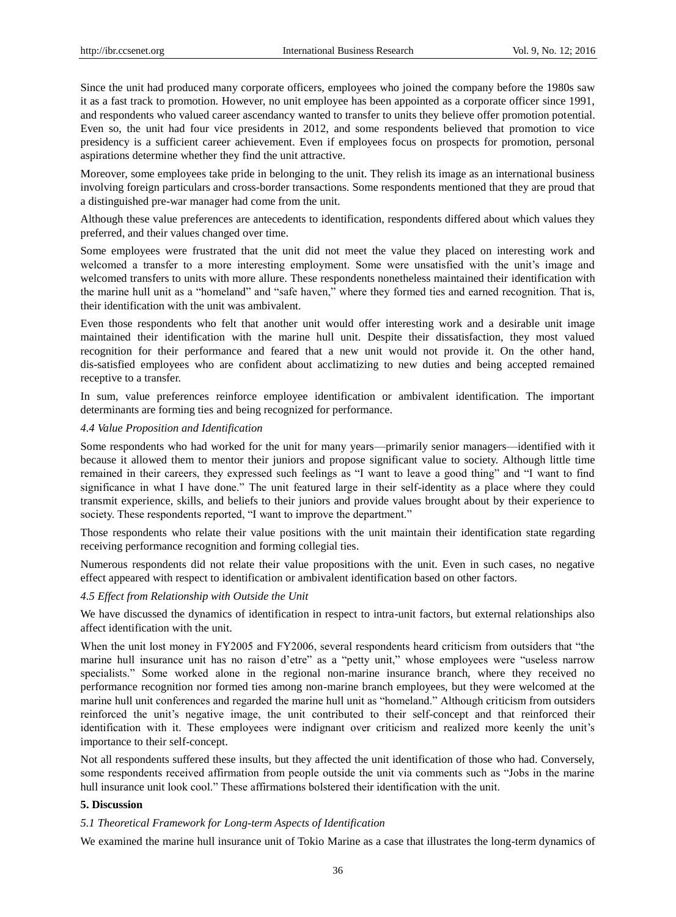Since the unit had produced many corporate officers, employees who joined the company before the 1980s saw it as a fast track to promotion. However, no unit employee has been appointed as a corporate officer since 1991, and respondents who valued career ascendancy wanted to transfer to units they believe offer promotion potential. Even so, the unit had four vice presidents in 2012, and some respondents believed that promotion to vice presidency is a sufficient career achievement. Even if employees focus on prospects for promotion, personal aspirations determine whether they find the unit attractive.

Moreover, some employees take pride in belonging to the unit. They relish its image as an international business involving foreign particulars and cross-border transactions. Some respondents mentioned that they are proud that a distinguished pre-war manager had come from the unit.

Although these value preferences are antecedents to identification, respondents differed about which values they preferred, and their values changed over time.

Some employees were frustrated that the unit did not meet the value they placed on interesting work and welcomed a transfer to a more interesting employment. Some were unsatisfied with the unit's image and welcomed transfers to units with more allure. These respondents nonetheless maintained their identification with the marine hull unit as a "homeland" and "safe haven," where they formed ties and earned recognition. That is, their identification with the unit was ambivalent.

Even those respondents who felt that another unit would offer interesting work and a desirable unit image maintained their identification with the marine hull unit. Despite their dissatisfaction, they most valued recognition for their performance and feared that a new unit would not provide it. On the other hand, dis-satisfied employees who are confident about acclimatizing to new duties and being accepted remained receptive to a transfer.

In sum, value preferences reinforce employee identification or ambivalent identification. The important determinants are forming ties and being recognized for performance.

### *4.4 Value Proposition and Identification*

Some respondents who had worked for the unit for many years—primarily senior managers—identified with it because it allowed them to mentor their juniors and propose significant value to society. Although little time remained in their careers, they expressed such feelings as "I want to leave a good thing" and "I want to find significance in what I have done." The unit featured large in their self-identity as a place where they could transmit experience, skills, and beliefs to their juniors and provide values brought about by their experience to society. These respondents reported, "I want to improve the department."

Those respondents who relate their value positions with the unit maintain their identification state regarding receiving performance recognition and forming collegial ties.

Numerous respondents did not relate their value propositions with the unit. Even in such cases, no negative effect appeared with respect to identification or ambivalent identification based on other factors.

### *4.5 Effect from Relationship with Outside the Unit*

We have discussed the dynamics of identification in respect to intra-unit factors, but external relationships also affect identification with the unit.

When the unit lost money in FY2005 and FY2006, several respondents heard criticism from outsiders that "the marine hull insurance unit has no raison d'etre" as a "petty unit," whose employees were "useless narrow specialists." Some worked alone in the regional non-marine insurance branch, where they received no performance recognition nor formed ties among non-marine branch employees, but they were welcomed at the marine hull unit conferences and regarded the marine hull unit as "homeland." Although criticism from outsiders reinforced the unit's negative image, the unit contributed to their self-concept and that reinforced their identification with it. These employees were indignant over criticism and realized more keenly the unit's importance to their self-concept.

Not all respondents suffered these insults, but they affected the unit identification of those who had. Conversely, some respondents received affirmation from people outside the unit via comments such as "Jobs in the marine hull insurance unit look cool." These affirmations bolstered their identification with the unit.

## **5. Discussion**

### *5.1 Theoretical Framework for Long-term Aspects of Identification*

We examined the marine hull insurance unit of Tokio Marine as a case that illustrates the long-term dynamics of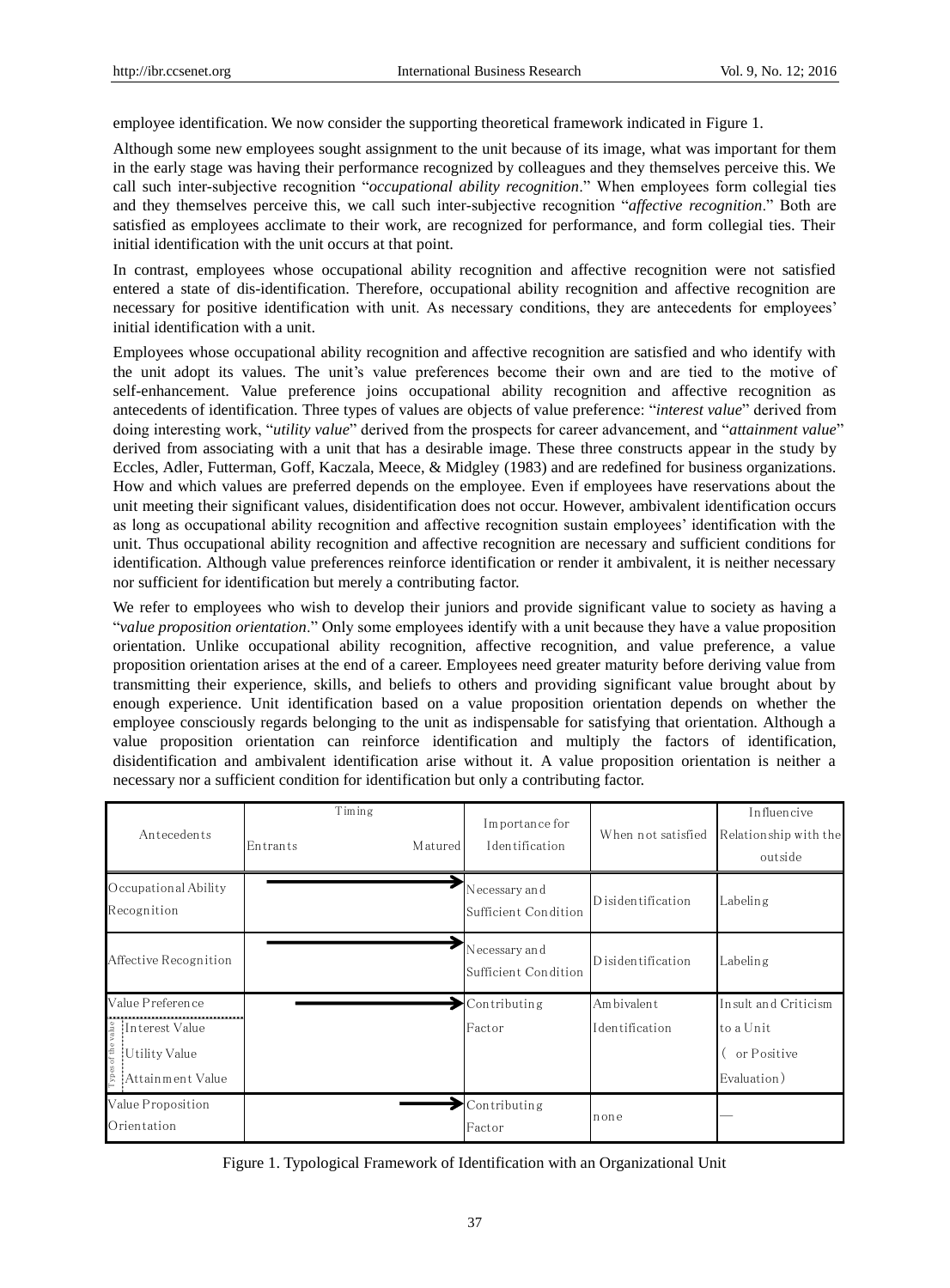employee identification. We now consider the supporting theoretical framework indicated in Figure 1.

Although some new employees sought assignment to the unit because of its image, what was important for them in the early stage was having their performance recognized by colleagues and they themselves perceive this. We call such inter-subjective recognition "*occupational ability recognition*." When employees form collegial ties and they themselves perceive this, we call such inter-subjective recognition "*affective recognition*." Both are satisfied as employees acclimate to their work, are recognized for performance, and form collegial ties. Their initial identification with the unit occurs at that point.

In contrast, employees whose occupational ability recognition and affective recognition were not satisfied entered a state of dis-identification. Therefore, occupational ability recognition and affective recognition are necessary for positive identification with unit. As necessary conditions, they are antecedents for employees' initial identification with a unit.

Employees whose occupational ability recognition and affective recognition are satisfied and who identify with the unit adopt its values. The unit's value preferences become their own and are tied to the motive of self-enhancement. Value preference joins occupational ability recognition and affective recognition as antecedents of identification. Three types of values are objects of value preference: "*interest value*" derived from doing interesting work, "*utility value*" derived from the prospects for career advancement, and "*attainment value*" derived from associating with a unit that has a desirable image. These three constructs appear in the study by Eccles, Adler, Futterman, Goff, Kaczala, Meece, & Midgley (1983) and are redefined for business organizations. How and which values are preferred depends on the employee. Even if employees have reservations about the unit meeting their significant values, disidentification does not occur. However, ambivalent identification occurs as long as occupational ability recognition and affective recognition sustain employees' identification with the unit. Thus occupational ability recognition and affective recognition are necessary and sufficient conditions for identification. Although value preferences reinforce identification or render it ambivalent, it is neither necessary nor sufficient for identification but merely a contributing factor.

We refer to employees who wish to develop their juniors and provide significant value to society as having a "*value proposition orientation*." Only some employees identify with a unit because they have a value proposition orientation. Unlike occupational ability recognition, affective recognition, and value preference, a value proposition orientation arises at the end of a career. Employees need greater maturity before deriving value from transmitting their experience, skills, and beliefs to others and providing significant value brought about by enough experience. Unit identification based on a value proposition orientation depends on whether the employee consciously regards belonging to the unit as indispensable for satisfying that orientation. Although a value proposition orientation can reinforce identification and multiply the factors of identification, disidentification and ambivalent identification arise without it. A value proposition orientation is neither a necessary nor a sufficient condition for identification but only a contributing factor.

| Antecedents | Timing (Entrants → Matured) | Importance for Identification | When not satisfied | Influencive Relationship with the outside |
|---|---|---|---|---|
| Occupational Ability Recognition | Entrants → Matured | Necessary and Sufficient Condition | Disidentification | Labeling |
| Affective Recognition | Entrants → Matured | Necessary and Sufficient Condition | Disidentification | Labeling |
| Value Preference (Types of the value: Interest Value, Utility Value, Attainment Value) | → Matured | Contributing Factor | Ambivalent Identification | Insult and Criticism to a Unit ( or Positive Evaluation) |
| Value Proposition Orientation | → Matured (late) | Contributing Factor | none | — |

Figure 1. Typological Framework of Identification with an Organizational Unit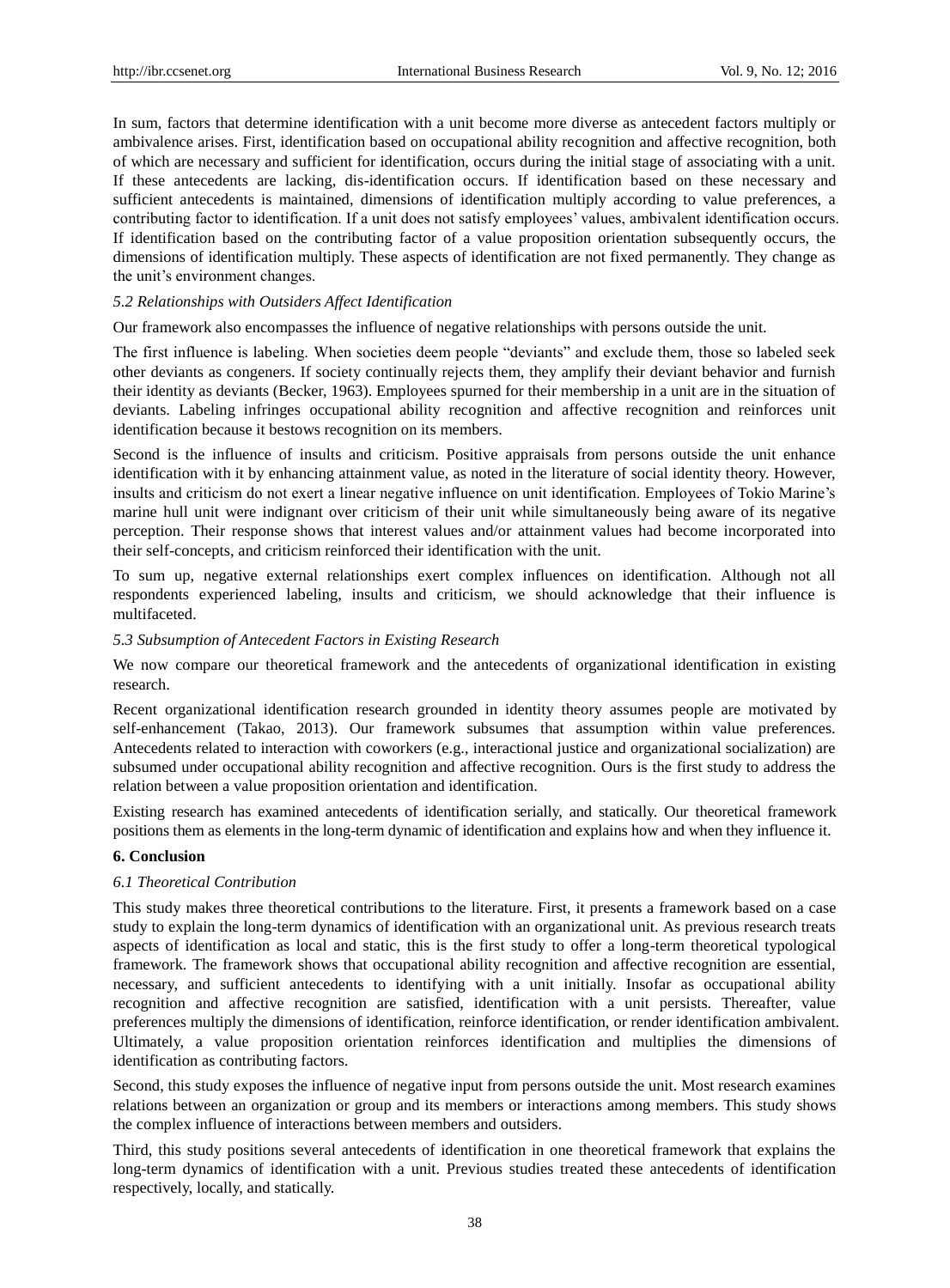In sum, factors that determine identification with a unit become more diverse as antecedent factors multiply or ambivalence arises. First, identification based on occupational ability recognition and affective recognition, both of which are necessary and sufficient for identification, occurs during the initial stage of associating with a unit. If these antecedents are lacking, dis-identification occurs. If identification based on these necessary and sufficient antecedents is maintained, dimensions of identification multiply according to value preferences, a contributing factor to identification. If a unit does not satisfy employees' values, ambivalent identification occurs. If identification based on the contributing factor of a value proposition orientation subsequently occurs, the dimensions of identification multiply. These aspects of identification are not fixed permanently. They change as the unit's environment changes.

### *5.2 Relationships with Outsiders Affect Identification*

Our framework also encompasses the influence of negative relationships with persons outside the unit.

The first influence is labeling. When societies deem people "deviants" and exclude them, those so labeled seek other deviants as congeners. If society continually rejects them, they amplify their deviant behavior and furnish their identity as deviants (Becker, 1963). Employees spurned for their membership in a unit are in the situation of deviants. Labeling infringes occupational ability recognition and affective recognition and reinforces unit identification because it bestows recognition on its members.

Second is the influence of insults and criticism. Positive appraisals from persons outside the unit enhance identification with it by enhancing attainment value, as noted in the literature of social identity theory. However, insults and criticism do not exert a linear negative influence on unit identification. Employees of Tokio Marine's marine hull unit were indignant over criticism of their unit while simultaneously being aware of its negative perception. Their response shows that interest values and/or attainment values had become incorporated into their self-concepts, and criticism reinforced their identification with the unit.

To sum up, negative external relationships exert complex influences on identification. Although not all respondents experienced labeling, insults and criticism, we should acknowledge that their influence is multifaceted.

### *5.3 Subsumption of Antecedent Factors in Existing Research*

We now compare our theoretical framework and the antecedents of organizational identification in existing research.

Recent organizational identification research grounded in identity theory assumes people are motivated by self-enhancement (Takao, 2013). Our framework subsumes that assumption within value preferences. Antecedents related to interaction with coworkers (e.g., interactional justice and organizational socialization) are subsumed under occupational ability recognition and affective recognition. Ours is the first study to address the relation between a value proposition orientation and identification.

Existing research has examined antecedents of identification serially, and statically. Our theoretical framework positions them as elements in the long-term dynamic of identification and explains how and when they influence it.

## **6. Conclusion**

### *6.1 Theoretical Contribution*

This study makes three theoretical contributions to the literature. First, it presents a framework based on a case study to explain the long-term dynamics of identification with an organizational unit. As previous research treats aspects of identification as local and static, this is the first study to offer a long-term theoretical typological framework. The framework shows that occupational ability recognition and affective recognition are essential, necessary, and sufficient antecedents to identifying with a unit initially. Insofar as occupational ability recognition and affective recognition are satisfied, identification with a unit persists. Thereafter, value preferences multiply the dimensions of identification, reinforce identification, or render identification ambivalent. Ultimately, a value proposition orientation reinforces identification and multiplies the dimensions of identification as contributing factors.

Second, this study exposes the influence of negative input from persons outside the unit. Most research examines relations between an organization or group and its members or interactions among members. This study shows the complex influence of interactions between members and outsiders.

Third, this study positions several antecedents of identification in one theoretical framework that explains the long-term dynamics of identification with a unit. Previous studies treated these antecedents of identification respectively, locally, and statically.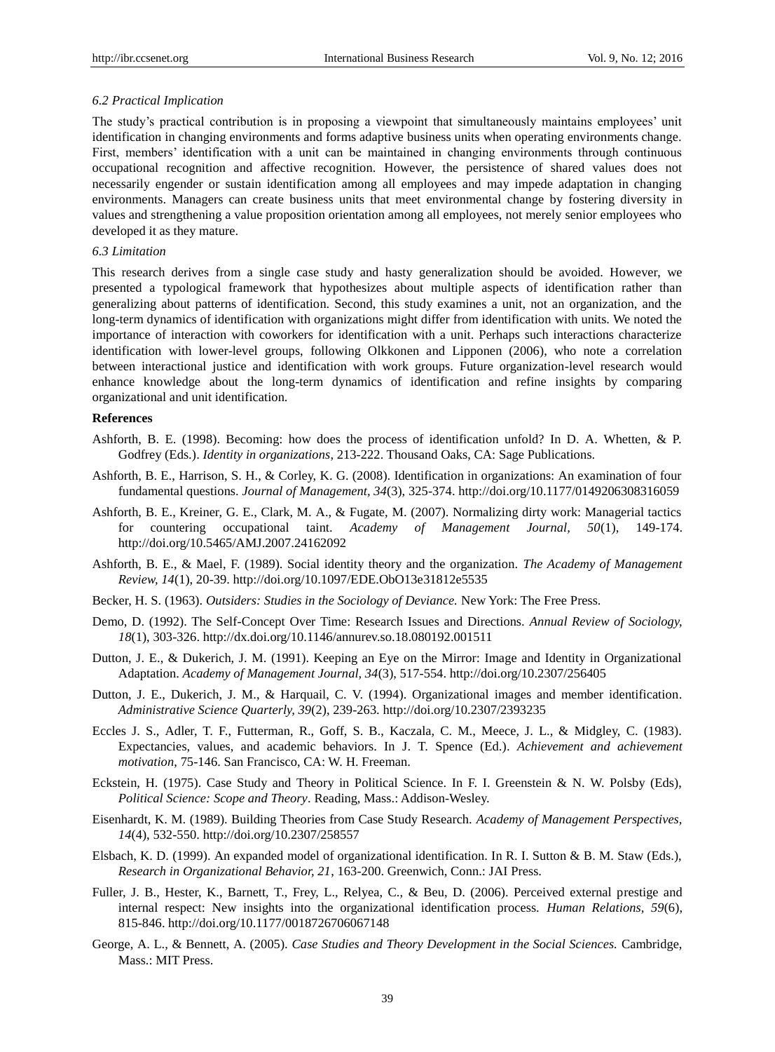### 6.2 Practical Implication

The study's practical contribution is in proposing a viewpoint that simultaneously maintains employees' unit identification in changing environments and forms adaptive business units when operating environments change. First, members' identification with a unit can be maintained in changing environments through continuous occupational recognition and affective recognition. However, the persistence of shared values does not necessarily engender or sustain identification among all employees and may impede adaptation in changing environments. Managers can create business units that meet environmental change by fostering diversity in values and strengthening a value proposition orientation among all employees, not merely senior employees who developed it as they mature.

### 6.3 Limitation

This research derives from a single case study and hasty generalization should be avoided. However, we presented a typological framework that hypothesizes about multiple aspects of identification rather than generalizing about patterns of identification. Second, this study examines a unit, not an organization, and the long-term dynamics of identification with organizations might differ from identification with units. We noted the importance of interaction with coworkers for identification with a unit. Perhaps such interactions characterize identification with lower-level groups, following Olkkonen and Lipponen (2006), who note a correlation between interactional justice and identification with work groups. Future organization-level research would enhance knowledge about the long-term dynamics of identification and refine insights by comparing organizational and unit identification.

## References

Ashforth, B. E. (1998). Becoming: how does the process of identification unfold? In D. A. Whetten, & P. Godfrey (Eds.). *Identity in organizations*, 213-222. Thousand Oaks, CA: Sage Publications.

Ashforth, B. E., Harrison, S. H., & Corley, K. G. (2008). Identification in organizations: An examination of four fundamental questions. *Journal of Management, 34*(3), 325-374. http://doi.org/10.1177/0149206308316059

Ashforth, B. E., Kreiner, G. E., Clark, M. A., & Fugate, M. (2007). Normalizing dirty work: Managerial tactics for countering occupational taint. *Academy of Management Journal, 50*(1), 149-174. http://doi.org/10.5465/AMJ.2007.24162092

Ashforth, B. E., & Mael, F. (1989). Social identity theory and the organization. *The Academy of Management Review, 14*(1), 20-39. http://doi.org/10.1097/EDE.ObO13e31812e5535

Becker, H. S. (1963). *Outsiders: Studies in the Sociology of Deviance.* New York: The Free Press.

Demo, D. (1992). The Self-Concept Over Time: Research Issues and Directions. *Annual Review of Sociology, 18*(1), 303-326. http://dx.doi.org/10.1146/annurev.so.18.080192.001511

Dutton, J. E., & Dukerich, J. M. (1991). Keeping an Eye on the Mirror: Image and Identity in Organizational Adaptation. *Academy of Management Journal, 34*(3), 517-554. http://doi.org/10.2307/256405

Dutton, J. E., Dukerich, J. M., & Harquail, C. V. (1994). Organizational images and member identification. *Administrative Science Quarterly, 39*(2), 239-263. http://doi.org/10.2307/2393235

Eccles J. S., Adler, T. F., Futterman, R., Goff, S. B., Kaczala, C. M., Meece, J. L., & Midgley, C. (1983). Expectancies, values, and academic behaviors. In J. T. Spence (Ed.). *Achievement and achievement motivation*, 75-146. San Francisco, CA: W. H. Freeman.

Eckstein, H. (1975). Case Study and Theory in Political Science. In F. I. Greenstein & N. W. Polsby (Eds), *Political Science: Scope and Theory*. Reading, Mass.: Addison-Wesley.

Eisenhardt, K. M. (1989). Building Theories from Case Study Research. *Academy of Management Perspectives, 14*(4), 532-550. http://doi.org/10.2307/258557

Elsbach, K. D. (1999). An expanded model of organizational identification. In R. I. Sutton & B. M. Staw (Eds.), *Research in Organizational Behavior, 21*, 163-200. Greenwich, Conn.: JAI Press.

Fuller, J. B., Hester, K., Barnett, T., Frey, L., Relyea, C., & Beu, D. (2006). Perceived external prestige and internal respect: New insights into the organizational identification process. *Human Relations, 59*(6), 815-846. http://doi.org/10.1177/0018726706067148

George, A. L., & Bennett, A. (2005). *Case Studies and Theory Development in the Social Sciences.* Cambridge, Mass.: MIT Press.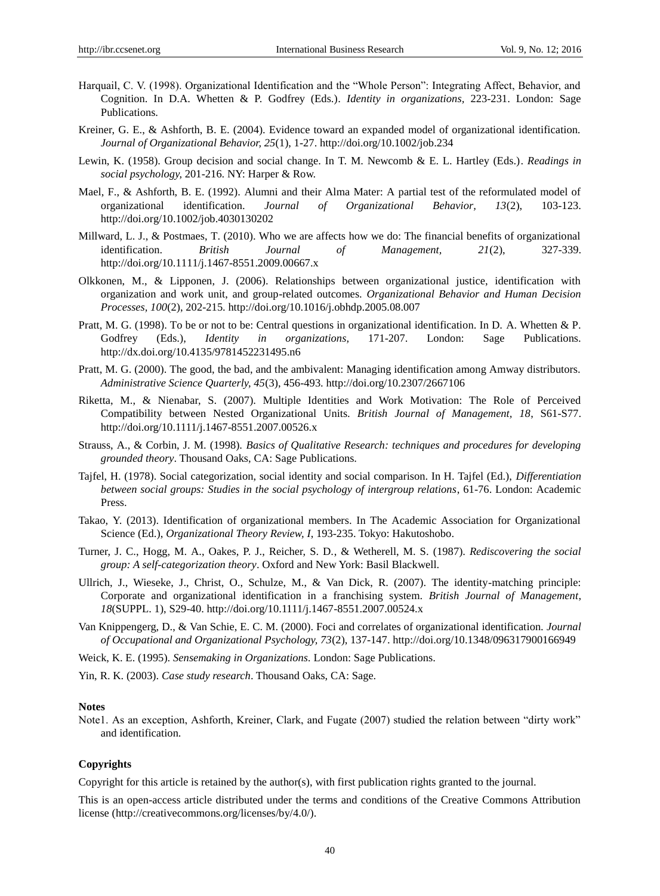Harquail, C. V. (1998). Organizational Identification and the "Whole Person": Integrating Affect, Behavior, and Cognition. In D.A. Whetten & P. Godfrey (Eds.). *Identity in organizations,* 223-231. London: Sage Publications.

Kreiner, G. E., & Ashforth, B. E. (2004). Evidence toward an expanded model of organizational identification. *Journal of Organizational Behavior, 25*(1), 1-27. http://doi.org/10.1002/job.234

Lewin, K. (1958). Group decision and social change. In T. M. Newcomb & E. L. Hartley (Eds.). *Readings in social psychology,* 201-216. NY: Harper & Row.

Mael, F., & Ashforth, B. E. (1992). Alumni and their Alma Mater: A partial test of the reformulated model of organizational identification. *Journal of Organizational Behavior, 13*(2), 103-123. http://doi.org/10.1002/job.4030130202

Millward, L. J., & Postmaes, T. (2010). Who we are affects how we do: The financial benefits of organizational identification. *British Journal of Management, 21*(2), 327-339. http://doi.org/10.1111/j.1467-8551.2009.00667.x

Olkkonen, M., & Lipponen, J. (2006). Relationships between organizational justice, identification with organization and work unit, and group-related outcomes. *Organizational Behavior and Human Decision Processes, 100*(2), 202-215. http://doi.org/10.1016/j.obhdp.2005.08.007

Pratt, M. G. (1998). To be or not to be: Central questions in organizational identification. In D. A. Whetten & P. Godfrey (Eds.), *Identity in organizations,* 171-207. London: Sage Publications. http://dx.doi.org/10.4135/9781452231495.n6

Pratt, M. G. (2000). The good, the bad, and the ambivalent: Managing identification among Amway distributors. *Administrative Science Quarterly, 45*(3), 456-493. http://doi.org/10.2307/2667106

Riketta, M., & Nienabar, S. (2007). Multiple Identities and Work Motivation: The Role of Perceived Compatibility between Nested Organizational Units. *British Journal of Management, 18,* S61-S77. http://doi.org/10.1111/j.1467-8551.2007.00526.x

Strauss, A., & Corbin, J. M. (1998). *Basics of Qualitative Research: techniques and procedures for developing grounded theory*. Thousand Oaks, CA: Sage Publications.

Tajfel, H. (1978). Social categorization, social identity and social comparison. In H. Tajfel (Ed.), *Differentiation between social groups: Studies in the social psychology of intergroup relations*, 61-76. London: Academic Press.

Takao, Y. (2013). Identification of organizational members. In The Academic Association for Organizational Science (Ed.), *Organizational Theory Review, I*, 193-235. Tokyo: Hakutoshobo.

Turner, J. C., Hogg, M. A., Oakes, P. J., Reicher, S. D., & Wetherell, M. S. (1987). *Rediscovering the social group: A self-categorization theory*. Oxford and New York: Basil Blackwell.

Ullrich, J., Wieseke, J., Christ, O., Schulze, M., & Van Dick, R. (2007). The identity-matching principle: Corporate and organizational identification in a franchising system. *British Journal of Management, 18*(SUPPL. 1), S29-40. http://doi.org/10.1111/j.1467-8551.2007.00524.x

Van Knippengerg, D., & Van Schie, E. C. M. (2000). Foci and correlates of organizational identification. *Journal of Occupational and Organizational Psychology, 73*(2), 137-147. http://doi.org/10.1348/096317900166949

Weick, K. E. (1995). *Sensemaking in Organizations.* London: Sage Publications.

Yin, R. K. (2003). *Case study research*. Thousand Oaks, CA: Sage.

**Notes**

Note1. As an exception, Ashforth, Kreiner, Clark, and Fugate (2007) studied the relation between "dirty work" and identification.

**Copyrights**

Copyright for this article is retained by the author(s), with first publication rights granted to the journal.

This is an open-access article distributed under the terms and conditions of the Creative Commons Attribution license (http://creativecommons.org/licenses/by/4.0/).